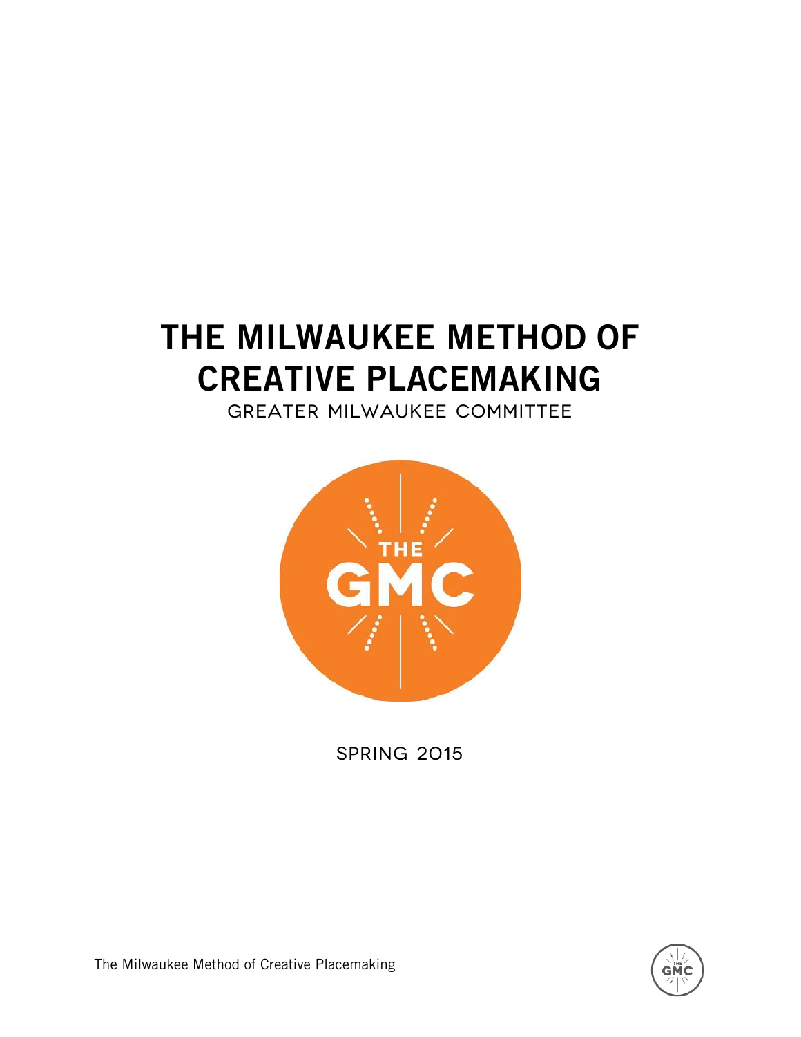# THE MILWAUKEE METHOD OF CREATIVE PLACEMAKING

GREATER MILWAUKEE COMMITTEE

SPRING 2015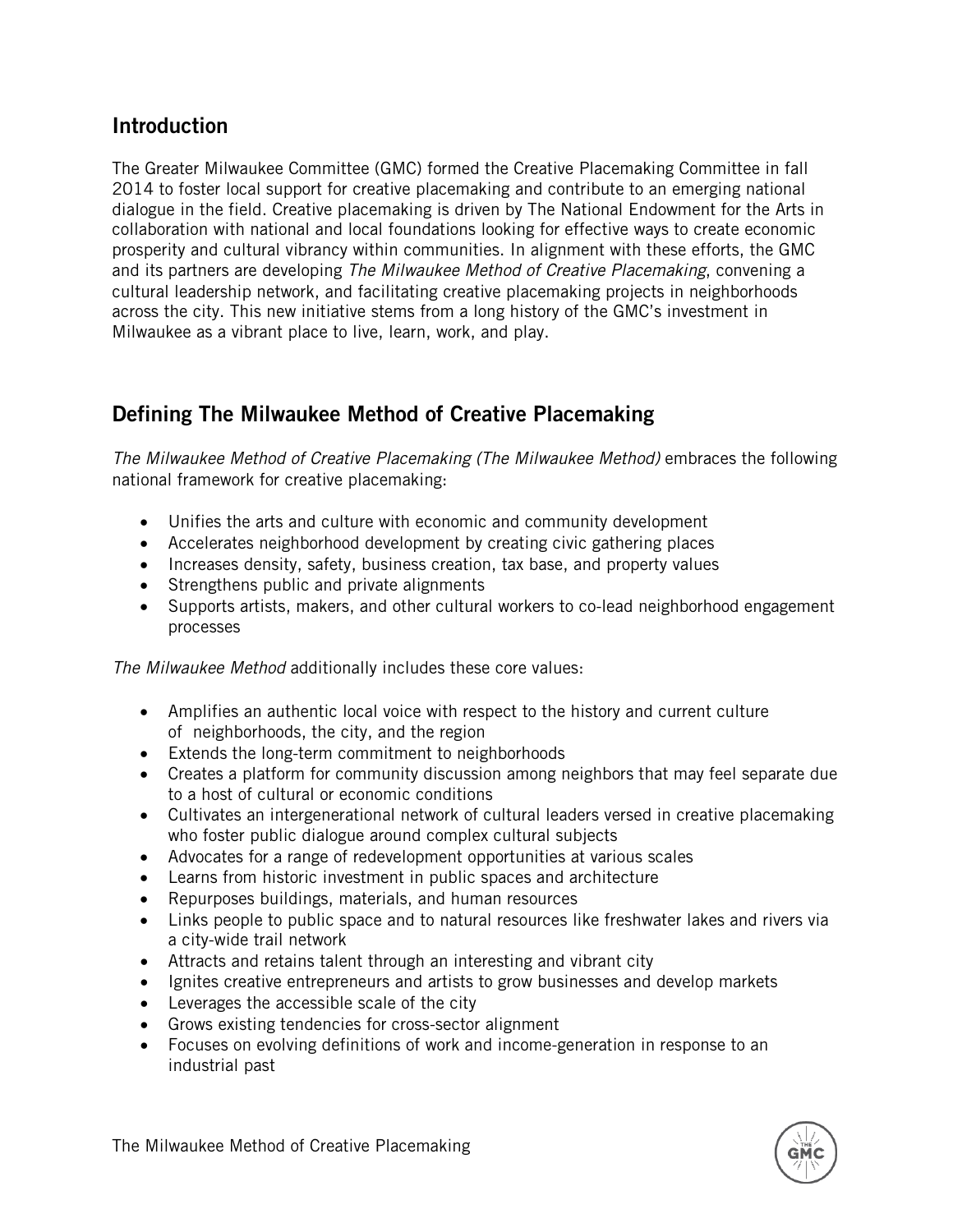## Introduction

The Greater Milwaukee Committee (GMC) formed the Creative Placemaking Committee in fall 2014 to foster local support for creative placemaking and contribute to an emerging national dialogue in the field. Creative placemaking is driven by The National Endowment for the Arts in collaboration with national and local foundations looking for effective ways to create economic prosperity and cultural vibrancy within communities. In alignment with these efforts, the GMC and its partners are developing *The Milwaukee Method of Creative Placemaking*, convening a cultural leadership network, and facilitating creative placemaking projects in neighborhoods across the city. This new initiative stems from a long history of the GMC's investment in Milwaukee as a vibrant place to live, learn, work, and play.

## Defining The Milwaukee Method of Creative Placemaking

*The Milwaukee Method of Creative Placemaking (The Milwaukee Method)* embraces the following national framework for creative placemaking:

- Unifies the arts and culture with economic and community development
- Accelerates neighborhood development by creating civic gathering places
- Increases density, safety, business creation, tax base, and property values
- Strengthens public and private alignments
- Supports artists, makers, and other cultural workers to co-lead neighborhood engagement processes

*The Milwaukee Method* additionally includes these core values:

- Amplifies an authentic local voice with respect to the history and current culture of neighborhoods, the city, and the region
- Extends the long-term commitment to neighborhoods
- Creates a platform for community discussion among neighbors that may feel separate due to a host of cultural or economic conditions
- Cultivates an intergenerational network of cultural leaders versed in creative placemaking who foster public dialogue around complex cultural subjects
- Advocates for a range of redevelopment opportunities at various scales
- Learns from historic investment in public spaces and architecture
- Repurposes buildings, materials, and human resources
- Links people to public space and to natural resources like freshwater lakes and rivers via a city-wide trail network
- Attracts and retains talent through an interesting and vibrant city
- Ignites creative entrepreneurs and artists to grow businesses and develop markets
- Leverages the accessible scale of the city
- Grows existing tendencies for cross-sector alignment
- Focuses on evolving definitions of work and income-generation in response to an industrial past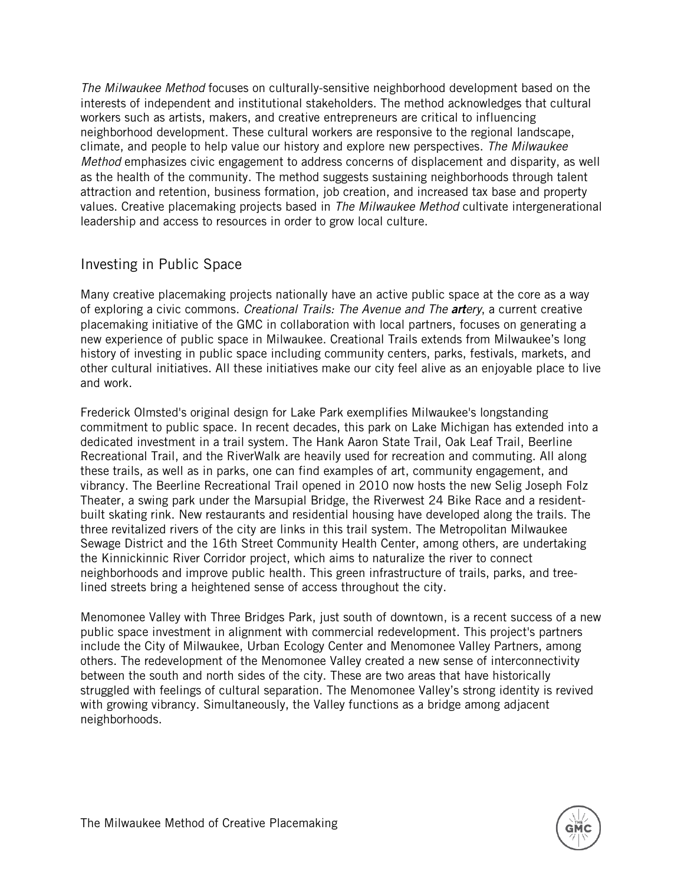*The Milwaukee Method* focuses on culturally-sensitive neighborhood development based on the interests of independent and institutional stakeholders. The method acknowledges that cultural workers such as artists, makers, and creative entrepreneurs are critical to influencing neighborhood development. These cultural workers are responsive to the regional landscape, climate, and people to help value our history and explore new perspectives. *The Milwaukee Method* emphasizes civic engagement to address concerns of displacement and disparity, as well as the health of the community. The method suggests sustaining neighborhoods through talent attraction and retention, business formation, job creation, and increased tax base and property values. Creative placemaking projects based in *The Milwaukee Method* cultivate intergenerational leadership and access to resources in order to grow local culture.

## Investing in Public Space

Many creative placemaking projects nationally have an active public space at the core as a way of exploring a civic commons. *Creational Trails: The Avenue and The* ***art****ery*, a current creative placemaking initiative of the GMC in collaboration with local partners, focuses on generating a new experience of public space in Milwaukee. Creational Trails extends from Milwaukee's long history of investing in public space including community centers, parks, festivals, markets, and other cultural initiatives. All these initiatives make our city feel alive as an enjoyable place to live and work.

Frederick Olmsted's original design for Lake Park exemplifies Milwaukee's longstanding commitment to public space. In recent decades, this park on Lake Michigan has extended into a dedicated investment in a trail system. The Hank Aaron State Trail, Oak Leaf Trail, Beerline Recreational Trail, and the RiverWalk are heavily used for recreation and commuting. All along these trails, as well as in parks, one can find examples of art, community engagement, and vibrancy. The Beerline Recreational Trail opened in 2010 now hosts the new Selig Joseph Folz Theater, a swing park under the Marsupial Bridge, the Riverwest 24 Bike Race and a resident-built skating rink. New restaurants and residential housing have developed along the trails. The three revitalized rivers of the city are links in this trail system. The Metropolitan Milwaukee Sewage District and the 16th Street Community Health Center, among others, are undertaking the Kinnickinnic River Corridor project, which aims to naturalize the river to connect neighborhoods and improve public health. This green infrastructure of trails, parks, and tree-lined streets bring a heightened sense of access throughout the city.

Menomonee Valley with Three Bridges Park, just south of downtown, is a recent success of a new public space investment in alignment with commercial redevelopment. This project's partners include the City of Milwaukee, Urban Ecology Center and Menomonee Valley Partners, among others. The redevelopment of the Menomonee Valley created a new sense of interconnectivity between the south and north sides of the city. These are two areas that have historically struggled with feelings of cultural separation. The Menomonee Valley's strong identity is revived with growing vibrancy. Simultaneously, the Valley functions as a bridge among adjacent neighborhoods.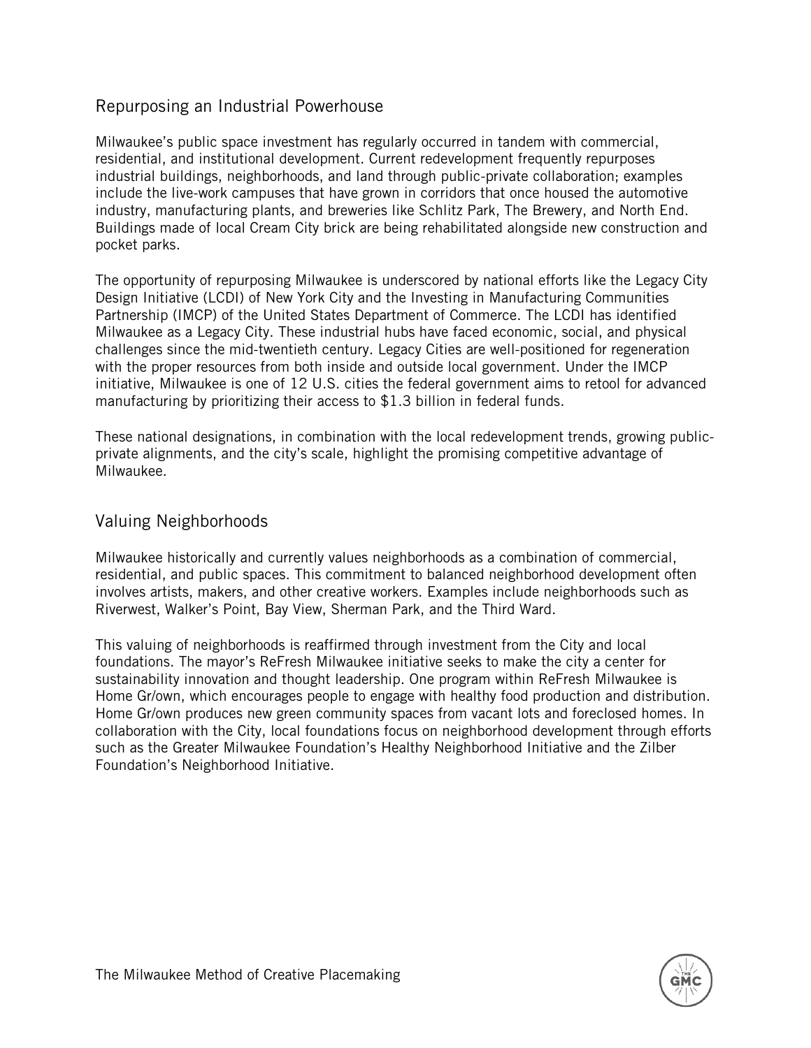## Repurposing an Industrial Powerhouse

Milwaukee's public space investment has regularly occurred in tandem with commercial, residential, and institutional development. Current redevelopment frequently repurposes industrial buildings, neighborhoods, and land through public-private collaboration; examples include the live-work campuses that have grown in corridors that once housed the automotive industry, manufacturing plants, and breweries like Schlitz Park, The Brewery, and North End. Buildings made of local Cream City brick are being rehabilitated alongside new construction and pocket parks.

The opportunity of repurposing Milwaukee is underscored by national efforts like the Legacy City Design Initiative (LCDI) of New York City and the Investing in Manufacturing Communities Partnership (IMCP) of the United States Department of Commerce. The LCDI has identified Milwaukee as a Legacy City. These industrial hubs have faced economic, social, and physical challenges since the mid-twentieth century. Legacy Cities are well-positioned for regeneration with the proper resources from both inside and outside local government. Under the IMCP initiative, Milwaukee is one of 12 U.S. cities the federal government aims to retool for advanced manufacturing by prioritizing their access to $1.3 billion in federal funds.

These national designations, in combination with the local redevelopment trends, growing public-private alignments, and the city's scale, highlight the promising competitive advantage of Milwaukee.

## Valuing Neighborhoods

Milwaukee historically and currently values neighborhoods as a combination of commercial, residential, and public spaces. This commitment to balanced neighborhood development often involves artists, makers, and other creative workers. Examples include neighborhoods such as Riverwest, Walker's Point, Bay View, Sherman Park, and the Third Ward.

This valuing of neighborhoods is reaffirmed through investment from the City and local foundations. The mayor's ReFresh Milwaukee initiative seeks to make the city a center for sustainability innovation and thought leadership. One program within ReFresh Milwaukee is Home Gr/own, which encourages people to engage with healthy food production and distribution. Home Gr/own produces new green community spaces from vacant lots and foreclosed homes. In collaboration with the City, local foundations focus on neighborhood development through efforts such as the Greater Milwaukee Foundation's Healthy Neighborhood Initiative and the Zilber Foundation's Neighborhood Initiative.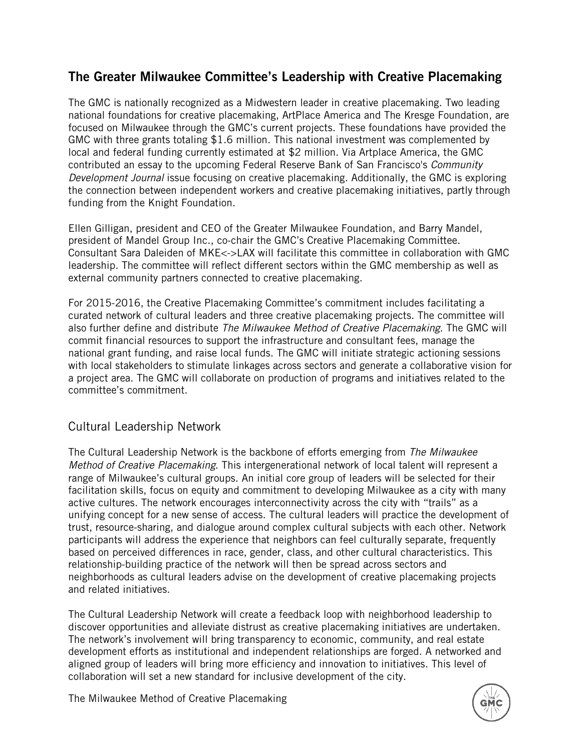## The Greater Milwaukee Committee's Leadership with Creative Placemaking

The GMC is nationally recognized as a Midwestern leader in creative placemaking. Two leading national foundations for creative placemaking, ArtPlace America and The Kresge Foundation, are focused on Milwaukee through the GMC's current projects. These foundations have provided the GMC with three grants totaling $1.6 million. This national investment was complemented by local and federal funding currently estimated at $2 million. Via Artplace America, the GMC contributed an essay to the upcoming Federal Reserve Bank of San Francisco's *Community Development Journal* issue focusing on creative placemaking. Additionally, the GMC is exploring the connection between independent workers and creative placemaking initiatives, partly through funding from the Knight Foundation.

Ellen Gilligan, president and CEO of the Greater Milwaukee Foundation, and Barry Mandel, president of Mandel Group Inc., co-chair the GMC's Creative Placemaking Committee. Consultant Sara Daleiden of MKE<->LAX will facilitate this committee in collaboration with GMC leadership. The committee will reflect different sectors within the GMC membership as well as external community partners connected to creative placemaking.

For 2015-2016, the Creative Placemaking Committee's commitment includes facilitating a curated network of cultural leaders and three creative placemaking projects. The committee will also further define and distribute *The Milwaukee Method of Creative Placemaking*. The GMC will commit financial resources to support the infrastructure and consultant fees, manage the national grant funding, and raise local funds. The GMC will initiate strategic actioning sessions with local stakeholders to stimulate linkages across sectors and generate a collaborative vision for a project area. The GMC will collaborate on production of programs and initiatives related to the committee's commitment.

### Cultural Leadership Network

The Cultural Leadership Network is the backbone of efforts emerging from *The Milwaukee Method of Creative Placemaking*. This intergenerational network of local talent will represent a range of Milwaukee's cultural groups. An initial core group of leaders will be selected for their facilitation skills, focus on equity and commitment to developing Milwaukee as a city with many active cultures. The network encourages interconnectivity across the city with "trails" as a unifying concept for a new sense of access. The cultural leaders will practice the development of trust, resource-sharing, and dialogue around complex cultural subjects with each other. Network participants will address the experience that neighbors can feel culturally separate, frequently based on perceived differences in race, gender, class, and other cultural characteristics. This relationship-building practice of the network will then be spread across sectors and neighborhoods as cultural leaders advise on the development of creative placemaking projects and related initiatives.

The Cultural Leadership Network will create a feedback loop with neighborhood leadership to discover opportunities and alleviate distrust as creative placemaking initiatives are undertaken. The network's involvement will bring transparency to economic, community, and real estate development efforts as institutional and independent relationships are forged. A networked and aligned group of leaders will bring more efficiency and innovation to initiatives. This level of collaboration will set a new standard for inclusive development of the city.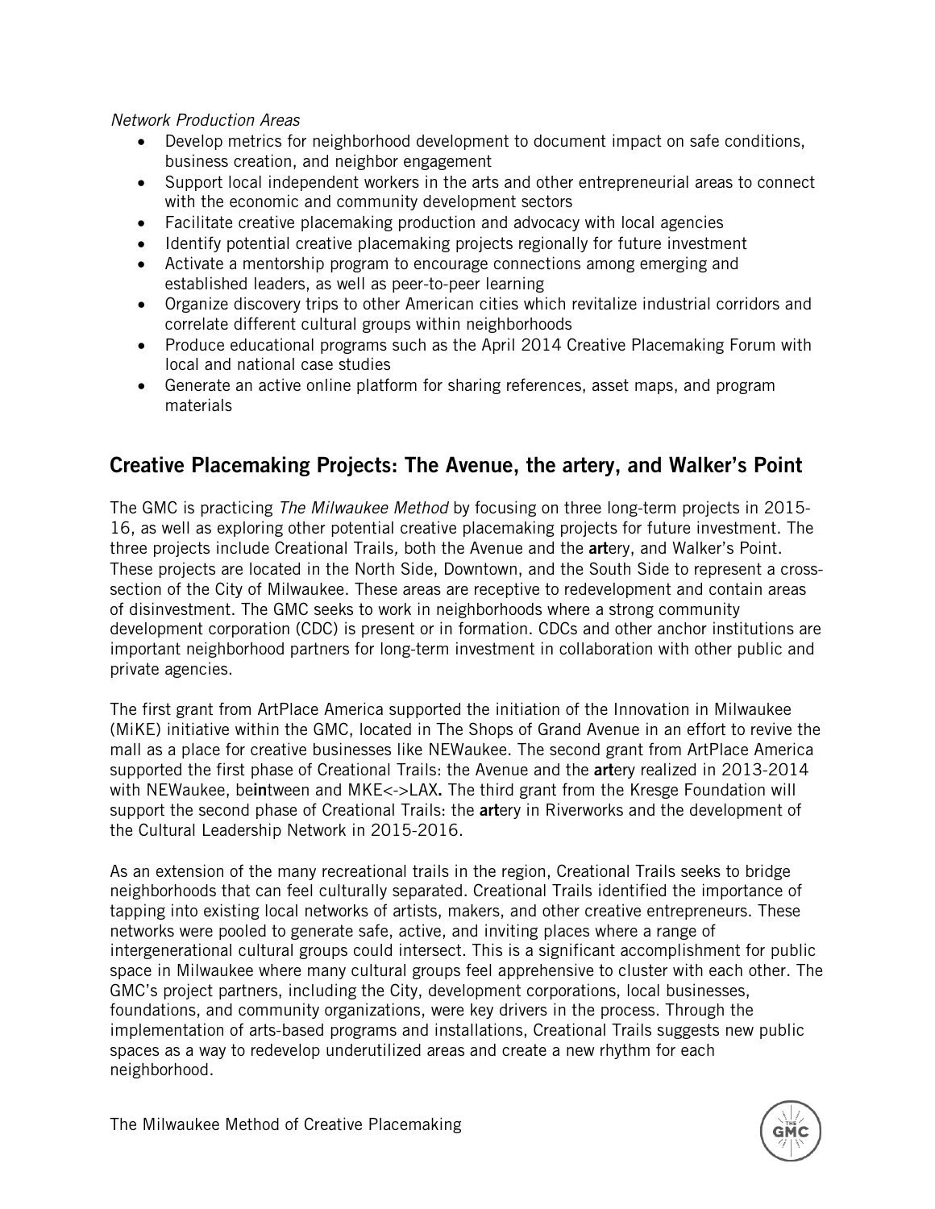*Network Production Areas*

- Develop metrics for neighborhood development to document impact on safe conditions, business creation, and neighbor engagement
- Support local independent workers in the arts and other entrepreneurial areas to connect with the economic and community development sectors
- Facilitate creative placemaking production and advocacy with local agencies
- Identify potential creative placemaking projects regionally for future investment
- Activate a mentorship program to encourage connections among emerging and established leaders, as well as peer-to-peer learning
- Organize discovery trips to other American cities which revitalize industrial corridors and correlate different cultural groups within neighborhoods
- Produce educational programs such as the April 2014 Creative Placemaking Forum with local and national case studies
- Generate an active online platform for sharing references, asset maps, and program materials

## Creative Placemaking Projects: The Avenue, the artery, and Walker's Point

The GMC is practicing *The Milwaukee Method* by focusing on three long-term projects in 2015-16, as well as exploring other potential creative placemaking projects for future investment. The three projects include Creational Trails, both the Avenue and the **art**ery, and Walker's Point. These projects are located in the North Side, Downtown, and the South Side to represent a cross-section of the City of Milwaukee. These areas are receptive to redevelopment and contain areas of disinvestment. The GMC seeks to work in neighborhoods where a strong community development corporation (CDC) is present or in formation. CDCs and other anchor institutions are important neighborhood partners for long-term investment in collaboration with other public and private agencies.

The first grant from ArtPlace America supported the initiation of the Innovation in Milwaukee (MiKE) initiative within the GMC, located in The Shops of Grand Avenue in an effort to revive the mall as a place for creative businesses like NEWaukee. The second grant from ArtPlace America supported the first phase of Creational Trails: the Avenue and the **art**ery realized in 2013-2014 with NEWaukee, be**in**tween and MKE<->LAX. The third grant from the Kresge Foundation will support the second phase of Creational Trails: the **art**ery in Riverworks and the development of the Cultural Leadership Network in 2015-2016.

As an extension of the many recreational trails in the region, Creational Trails seeks to bridge neighborhoods that can feel culturally separated. Creational Trails identified the importance of tapping into existing local networks of artists, makers, and other creative entrepreneurs. These networks were pooled to generate safe, active, and inviting places where a range of intergenerational cultural groups could intersect. This is a significant accomplishment for public space in Milwaukee where many cultural groups feel apprehensive to cluster with each other. The GMC's project partners, including the City, development corporations, local businesses, foundations, and community organizations, were key drivers in the process. Through the implementation of arts-based programs and installations, Creational Trails suggests new public spaces as a way to redevelop underutilized areas and create a new rhythm for each neighborhood.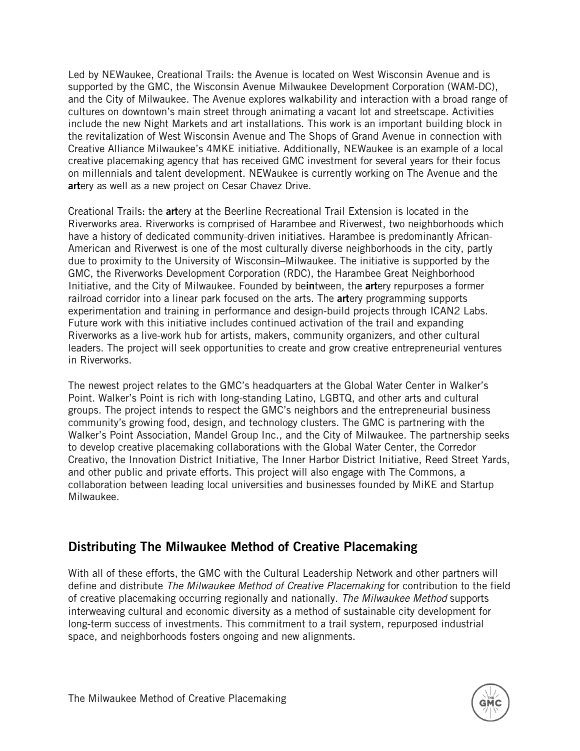Led by NEWaukee, Creational Trails: the Avenue is located on West Wisconsin Avenue and is supported by the GMC, the Wisconsin Avenue Milwaukee Development Corporation (WAM-DC), and the City of Milwaukee. The Avenue explores walkability and interaction with a broad range of cultures on downtown's main street through animating a vacant lot and streetscape. Activities include the new Night Markets and art installations. This work is an important building block in the revitalization of West Wisconsin Avenue and The Shops of Grand Avenue in connection with Creative Alliance Milwaukee's 4MKE initiative. Additionally, NEWaukee is an example of a local creative placemaking agency that has received GMC investment for several years for their focus on millennials and talent development. NEWaukee is currently working on The Avenue and the **art**ery as well as a new project on Cesar Chavez Drive.

Creational Trails: the **art**ery at the Beerline Recreational Trail Extension is located in the Riverworks area. Riverworks is comprised of Harambee and Riverwest, two neighborhoods which have a history of dedicated community-driven initiatives. Harambee is predominantly African-American and Riverwest is one of the most culturally diverse neighborhoods in the city, partly due to proximity to the University of Wisconsin–Milwaukee. The initiative is supported by the GMC, the Riverworks Development Corporation (RDC), the Harambee Great Neighborhood Initiative, and the City of Milwaukee. Founded by be**in**tween, the **art**ery repurposes a former railroad corridor into a linear park focused on the arts. The **art**ery programming supports experimentation and training in performance and design-build projects through ICAN2 Labs. Future work with this initiative includes continued activation of the trail and expanding Riverworks as a live-work hub for artists, makers, community organizers, and other cultural leaders. The project will seek opportunities to create and grow creative entrepreneurial ventures in Riverworks.

The newest project relates to the GMC's headquarters at the Global Water Center in Walker's Point. Walker's Point is rich with long-standing Latino, LGBTQ, and other arts and cultural groups. The project intends to respect the GMC's neighbors and the entrepreneurial business community's growing food, design, and technology clusters. The GMC is partnering with the Walker's Point Association, Mandel Group Inc., and the City of Milwaukee. The partnership seeks to develop creative placemaking collaborations with the Global Water Center, the Corredor Creativo, the Innovation District Initiative, The Inner Harbor District Initiative, Reed Street Yards, and other public and private efforts. This project will also engage with The Commons, a collaboration between leading local universities and businesses founded by MiKE and Startup Milwaukee.

## Distributing The Milwaukee Method of Creative Placemaking

With all of these efforts, the GMC with the Cultural Leadership Network and other partners will define and distribute *The Milwaukee Method of Creative Placemaking* for contribution to the field of creative placemaking occurring regionally and nationally. *The Milwaukee Method* supports interweaving cultural and economic diversity as a method of sustainable city development for long-term success of investments. This commitment to a trail system, repurposed industrial space, and neighborhoods fosters ongoing and new alignments.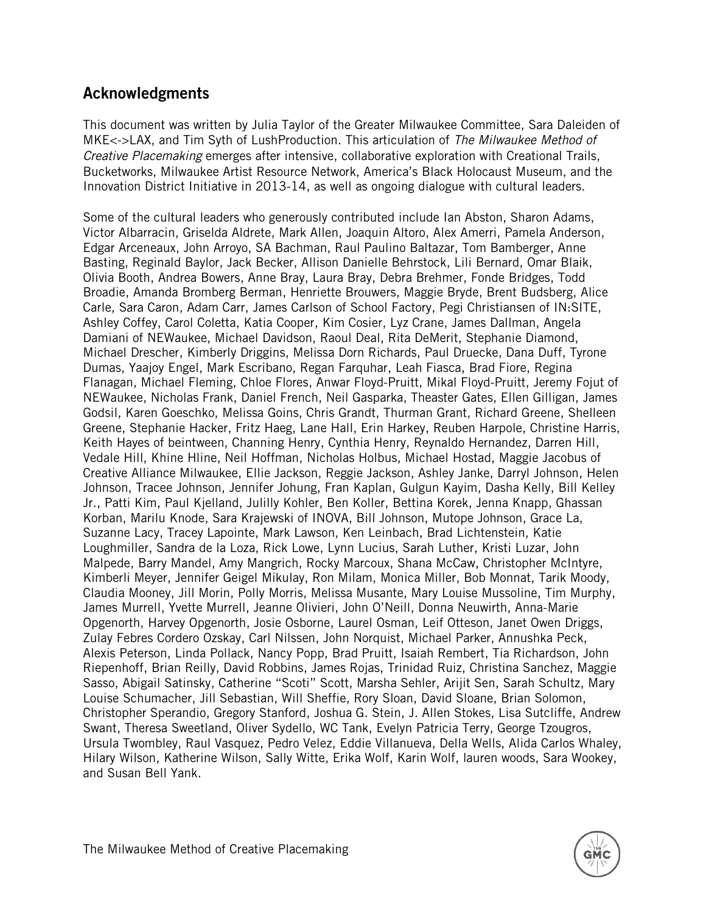## Acknowledgments

This document was written by Julia Taylor of the Greater Milwaukee Committee, Sara Daleiden of MKE<->LAX, and Tim Syth of LushProduction. This articulation of *The Milwaukee Method of Creative Placemaking* emerges after intensive, collaborative exploration with Creational Trails, Bucketworks, Milwaukee Artist Resource Network, America's Black Holocaust Museum, and the Innovation District Initiative in 2013-14, as well as ongoing dialogue with cultural leaders.

Some of the cultural leaders who generously contributed include Ian Abston, Sharon Adams, Victor Albarracin, Griselda Aldrete, Mark Allen, Joaquin Altoro, Alex Amerri, Pamela Anderson, Edgar Arceneaux, John Arroyo, SA Bachman, Raul Paulino Baltazar, Tom Bamberger, Anne Basting, Reginald Baylor, Jack Becker, Allison Danielle Behrstock, Lili Bernard, Omar Blaik, Olivia Booth, Andrea Bowers, Anne Bray, Laura Bray, Debra Brehmer, Fonde Bridges, Todd Broadie, Amanda Bromberg Berman, Henriette Brouwers, Maggie Bryde, Brent Budsberg, Alice Carle, Sara Caron, Adam Carr, James Carlson of School Factory, Pegi Christiansen of IN:SITE, Ashley Coffey, Carol Coletta, Katia Cooper, Kim Cosier, Lyz Crane, James Dallman, Angela Damiani of NEWaukee, Michael Davidson, Raoul Deal, Rita DeMerit, Stephanie Diamond, Michael Drescher, Kimberly Driggins, Melissa Dorn Richards, Paul Druecke, Dana Duff, Tyrone Dumas, Yaajoy Engel, Mark Escribano, Regan Farquhar, Leah Fiasca, Brad Fiore, Regina Flanagan, Michael Fleming, Chloe Flores, Anwar Floyd-Pruitt, Mikal Floyd-Pruitt, Jeremy Fojut of NEWaukee, Nicholas Frank, Daniel French, Neil Gasparka, Theaster Gates, Ellen Gilligan, James Godsil, Karen Goeschko, Melissa Goins, Chris Grandt, Thurman Grant, Richard Greene, Shelleen Greene, Stephanie Hacker, Fritz Haeg, Lane Hall, Erin Harkey, Reuben Harpole, Christine Harris, Keith Hayes of beintween, Channing Henry, Cynthia Henry, Reynaldo Hernandez, Darren Hill, Vedale Hill, Khine Hline, Neil Hoffman, Nicholas Holbus, Michael Hostad, Maggie Jacobus of Creative Alliance Milwaukee, Ellie Jackson, Reggie Jackson, Ashley Janke, Darryl Johnson, Helen Johnson, Tracee Johnson, Jennifer Johung, Fran Kaplan, Gulgun Kayim, Dasha Kelly, Bill Kelley Jr., Patti Kim, Paul Kjelland, Julilly Kohler, Ben Koller, Bettina Korek, Jenna Knapp, Ghassan Korban, Marilu Knode, Sara Krajewski of INOVA, Bill Johnson, Mutope Johnson, Grace La, Suzanne Lacy, Tracey Lapointe, Mark Lawson, Ken Leinbach, Brad Lichtenstein, Katie Loughmiller, Sandra de la Loza, Rick Lowe, Lynn Lucius, Sarah Luther, Kristi Luzar, John Malpede, Barry Mandel, Amy Mangrich, Rocky Marcoux, Shana McCaw, Christopher McIntyre, Kimberli Meyer, Jennifer Geigel Mikulay, Ron Milam, Monica Miller, Bob Monnat, Tarik Moody, Claudia Mooney, Jill Morin, Polly Morris, Melissa Musante, Mary Louise Mussoline, Tim Murphy, James Murrell, Yvette Murrell, Jeanne Olivieri, John O'Neill, Donna Neuwirth, Anna-Marie Opgenorth, Harvey Opgenorth, Josie Osborne, Laurel Osman, Leif Otteson, Janet Owen Driggs, Zulay Febres Cordero Ozskay, Carl Nilssen, John Norquist, Michael Parker, Annushka Peck, Alexis Peterson, Linda Pollack, Nancy Popp, Brad Pruitt, Isaiah Rembert, Tia Richardson, John Riepenhoff, Brian Reilly, David Robbins, James Rojas, Trinidad Ruiz, Christina Sanchez, Maggie Sasso, Abigail Satinsky, Catherine "Scoti" Scott, Marsha Sehler, Arijit Sen, Sarah Schultz, Mary Louise Schumacher, Jill Sebastian, Will Sheffie, Rory Sloan, David Sloane, Brian Solomon, Christopher Sperandio, Gregory Stanford, Joshua G. Stein, J. Allen Stokes, Lisa Sutcliffe, Andrew Swant, Theresa Sweetland, Oliver Sydello, WC Tank, Evelyn Patricia Terry, George Tzougros, Ursula Twombley, Raul Vasquez, Pedro Velez, Eddie Villanueva, Della Wells, Alida Carlos Whaley, Hilary Wilson, Katherine Wilson, Sally Witte, Erika Wolf, Karin Wolf, lauren woods, Sara Wookey, and Susan Bell Yank.